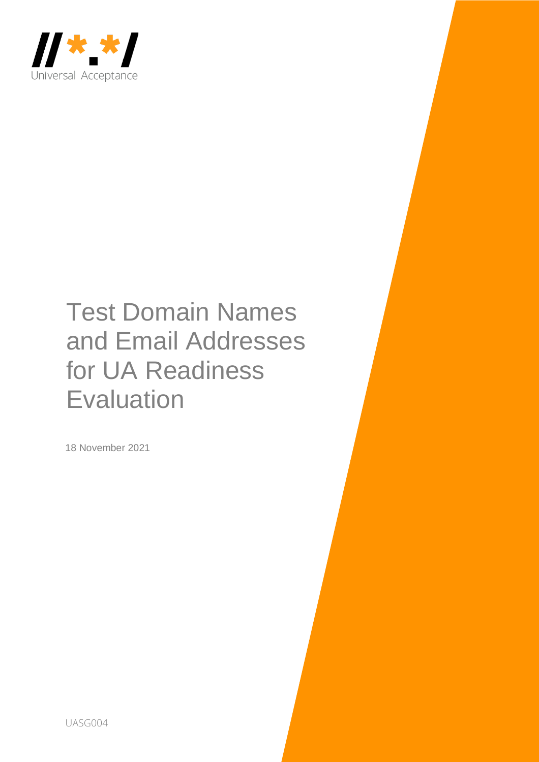//*.*/
Universal Acceptance

# Test Domain Names and Email Addresses for UA Readiness Evaluation

18 November 2021

UASG004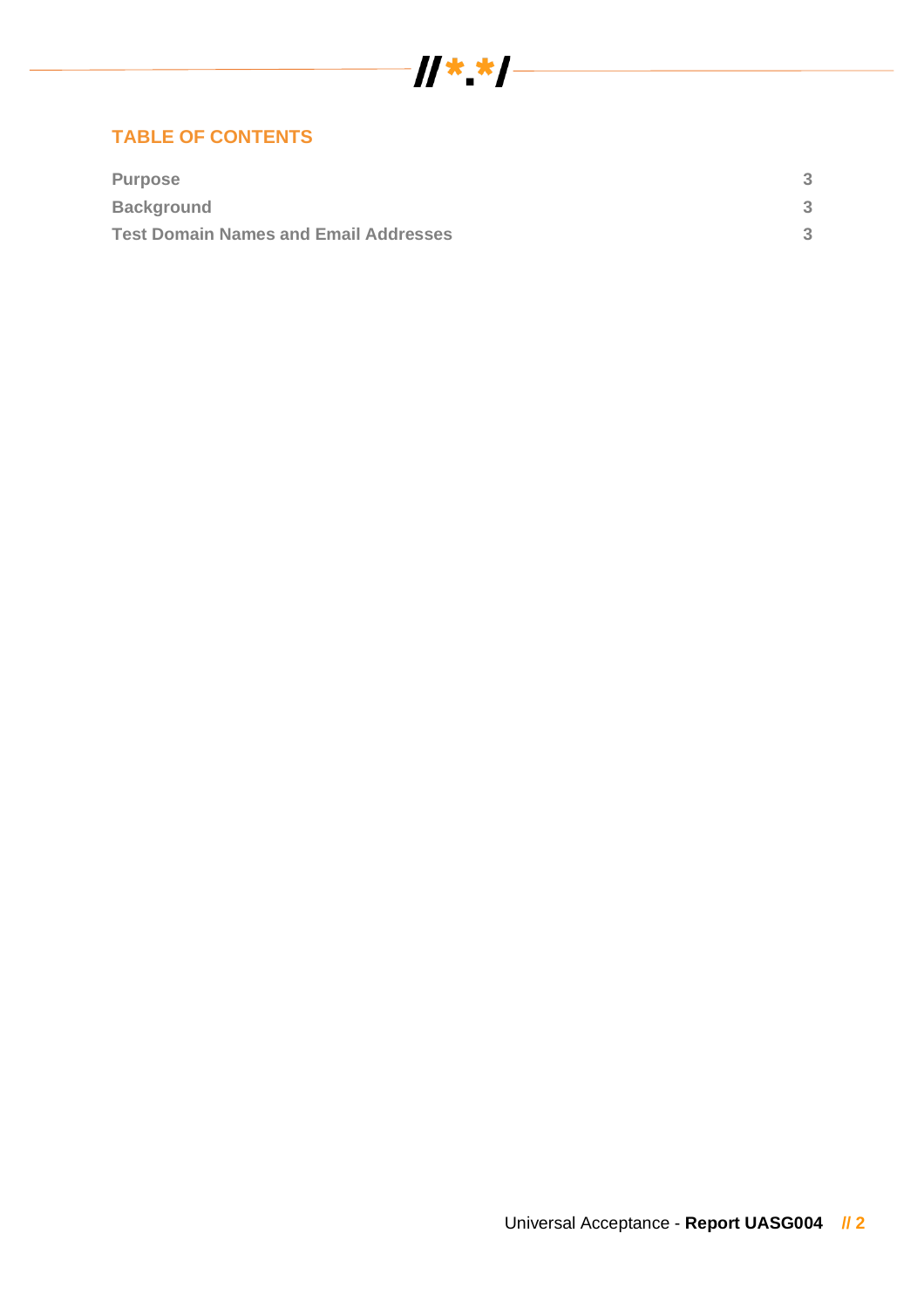## TABLE OF CONTENTS

| | |
|---|---|
| Purpose | 3 |
| Background | 3 |
| Test Domain Names and Email Addresses | 3 |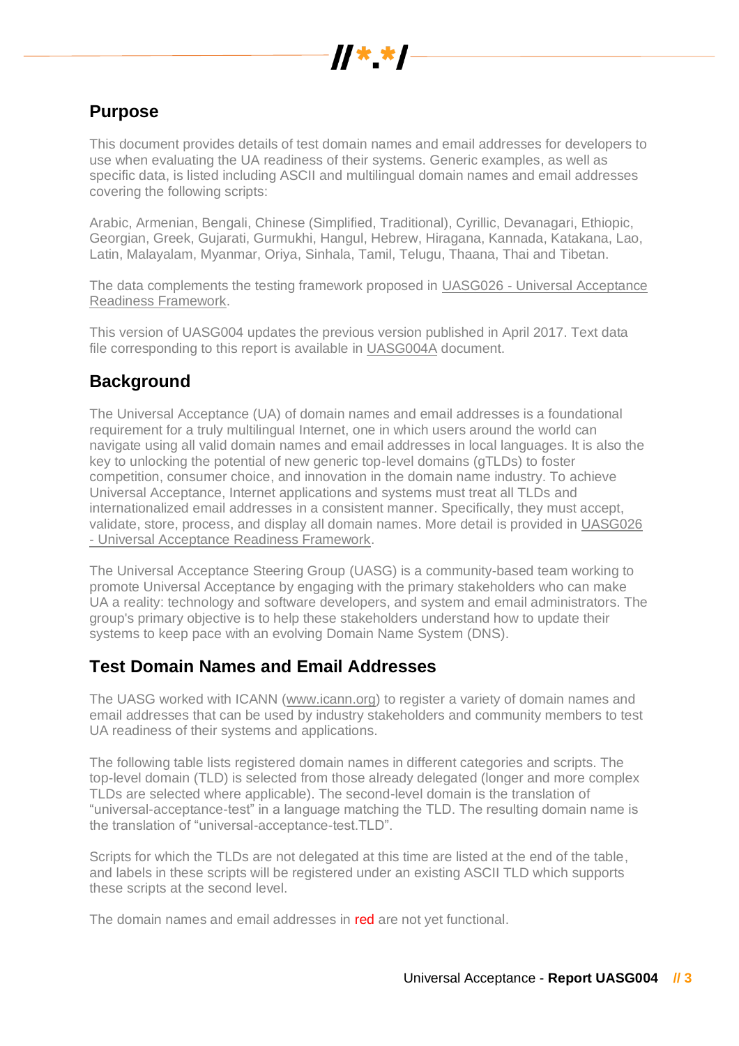## Purpose

This document provides details of test domain names and email addresses for developers to use when evaluating the UA readiness of their systems. Generic examples, as well as specific data, is listed including ASCII and multilingual domain names and email addresses covering the following scripts:

Arabic, Armenian, Bengali, Chinese (Simplified, Traditional), Cyrillic, Devanagari, Ethiopic, Georgian, Greek, Gujarati, Gurmukhi, Hangul, Hebrew, Hiragana, Kannada, Katakana, Lao, Latin, Malayalam, Myanmar, Oriya, Sinhala, Tamil, Telugu, Thaana, Thai and Tibetan.

The data complements the testing framework proposed in UASG026 - Universal Acceptance Readiness Framework.

This version of UASG004 updates the previous version published in April 2017. Text data file corresponding to this report is available in UASG004A document.

## Background

The Universal Acceptance (UA) of domain names and email addresses is a foundational requirement for a truly multilingual Internet, one in which users around the world can navigate using all valid domain names and email addresses in local languages. It is also the key to unlocking the potential of new generic top-level domains (gTLDs) to foster competition, consumer choice, and innovation in the domain name industry. To achieve Universal Acceptance, Internet applications and systems must treat all TLDs and internationalized email addresses in a consistent manner. Specifically, they must accept, validate, store, process, and display all domain names. More detail is provided in UASG026 - Universal Acceptance Readiness Framework.

The Universal Acceptance Steering Group (UASG) is a community-based team working to promote Universal Acceptance by engaging with the primary stakeholders who can make UA a reality: technology and software developers, and system and email administrators. The group's primary objective is to help these stakeholders understand how to update their systems to keep pace with an evolving Domain Name System (DNS).

## Test Domain Names and Email Addresses

The UASG worked with ICANN (www.icann.org) to register a variety of domain names and email addresses that can be used by industry stakeholders and community members to test UA readiness of their systems and applications.

The following table lists registered domain names in different categories and scripts. The top-level domain (TLD) is selected from those already delegated (longer and more complex TLDs are selected where applicable). The second-level domain is the translation of "universal-acceptance-test" in a language matching the TLD. The resulting domain name is the translation of "universal-acceptance-test.TLD".

Scripts for which the TLDs are not delegated at this time are listed at the end of the table, and labels in these scripts will be registered under an existing ASCII TLD which supports these scripts at the second level.

The domain names and email addresses in red are not yet functional.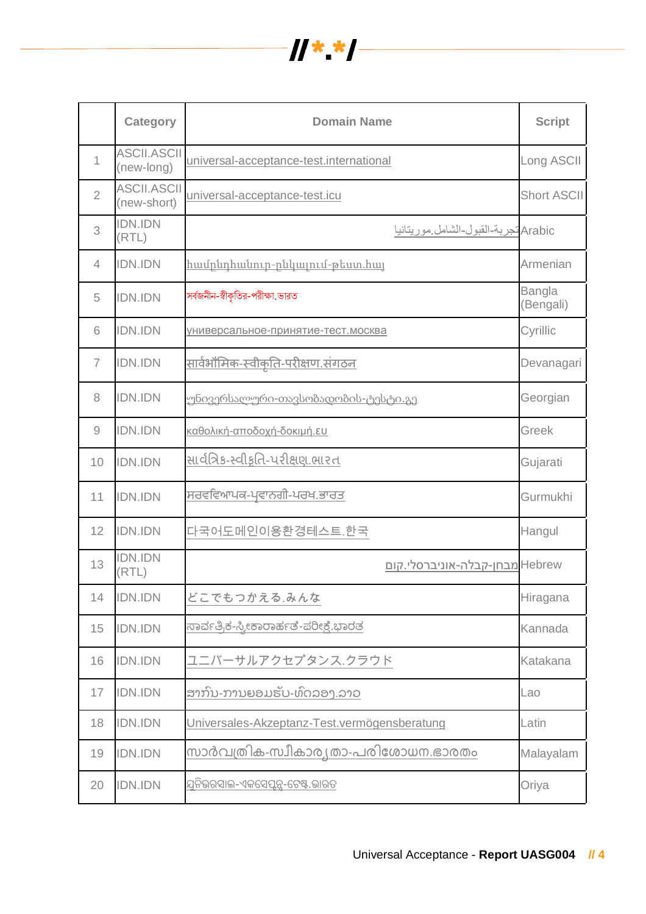| | Category | Domain Name | Script |
|---|---|---|---|
| 1 | ASCII.ASCII (new-long) | universal-acceptance-test.international | Long ASCII |
| 2 | ASCII.ASCII (new-short) | universal-acceptance-test.icu | Short ASCII |
| 3 | IDN.IDN (RTL) | تجربة-القبول-الشامل.موريتانيا | Arabic |
| 4 | IDN.IDN | համընդհանուր-ընկալում-թեստ.հայ | Armenian |
| 5 | IDN.IDN | সর্বজনীন-স্বীকৃতির-পরীক্ষা.ভারত | Bangla (Bengali) |
| 6 | IDN.IDN | универсальное-принятие-тест.москва | Cyrillic |
| 7 | IDN.IDN | सार्वभौमिक-स्वीकृति-परीक्षण.संगठन | Devanagari |
| 8 | IDN.IDN | უნივერსალური-თავსობადობის-ტესტი.გე | Georgian |
| 9 | IDN.IDN | καθολική-αποδοχή-δοκιμή.ευ | Greek |
| 10 | IDN.IDN | સાર્વત્રિક-સ્વીકૃતિ-પરીક્ષણ.ભારત | Gujarati |
| 11 | IDN.IDN | ਸਰਵਵਿਆਪਕ-ਪ੍ਰਵਾਨਗੀ-ਪਰਖ.ਭਾਰਤ | Gurmukhi |
| 12 | IDN.IDN | 다국어도메인이용환경테스트.한국 | Hangul |
| 13 | IDN.IDN (RTL) | מבחן-קבלה-אוניברסלי.קום | Hebrew |
| 14 | IDN.IDN | どこでもつかえる.みんな | Hiragana |
| 15 | IDN.IDN | ಸಾರ್ವತ್ರಿಕ-ಸ್ವೀಕಾರಾರ್ಹತೆ-ಪರೀಕ್ಷೆ.ಭಾರತ | Kannada |
| 16 | IDN.IDN | ユニバーサルアクセプタンス.クラウド | Katakana |
| 17 | IDN.IDN | ສາກົນ-ການຍອມຮັບ-ທົດລອງ.ລາວ | Lao |
| 18 | IDN.IDN | Universales-Akzeptanz-Test.vermögensberatung | Latin |
| 19 | IDN.IDN | സാർവത്രിക-സ്വീകാര്യതാ-പരിശോധന.ഭാരതം | Malayalam |
| 20 | IDN.IDN | ସୁନିଭରସାଲ-ଏକସେପ୍ଟନ୍ସ-ଟେଷ୍ଟ.ଭାରତ | Oriya |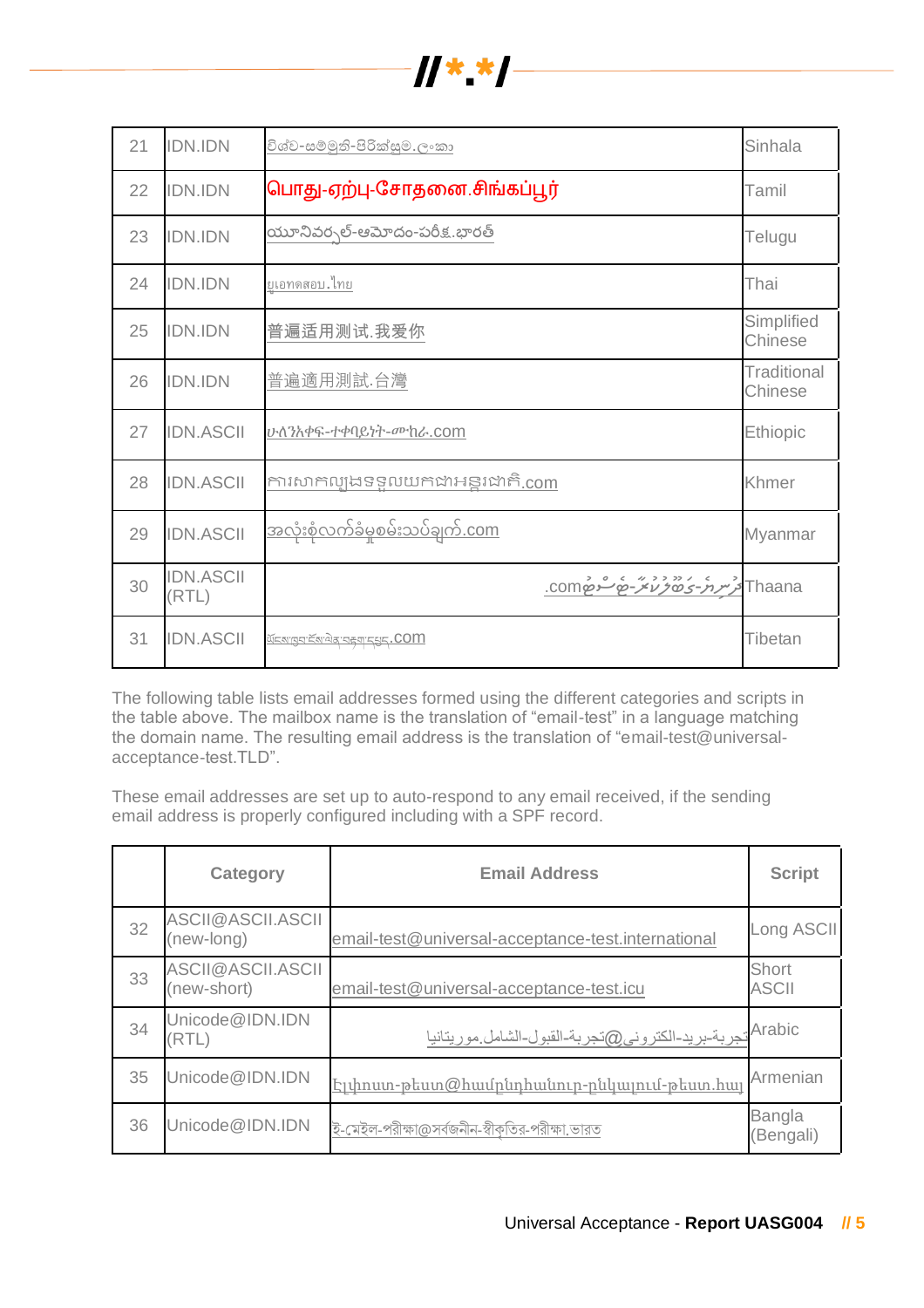| 21 | IDN.IDN | විශ්ව-සම්මුති-පිරික්සුම.ලංකා | Sinhala |
|---|---|---|---|
| 22 | IDN.IDN | பொது-ஏற்பு-சோதனை.சிங்கப்பூர் | Tamil |
| 23 | IDN.IDN | యూనివర్సల్-ఆమోదం-పరీక్ష.భారత్ | Telugu |
| 24 | IDN.IDN | ยูเอทดสอบ.ไทย | Thai |
| 25 | IDN.IDN | 普遍适用测试.我爱你 | Simplified Chinese |
| 26 | IDN.IDN | 普遍適用測試.台灣 | Traditional Chinese |
| 27 | IDN.ASCII | ሁለንአቀፍ-ተቀባይነት-ሙከራ.com | Ethiopic |
| 28 | IDN.ASCII | ការសាកល្បងទទួលយកជាអន្តរជាតិ.com | Khmer |
| 29 | IDN.ASCII | အလုံးစုံလက်ခံမှုစမ်းသပ်ချက်.com | Myanmar |
| 30 | IDN.ASCII (RTL) | .comޔުނިވަރސަލް-ގަބޫލުކުރުން-ޓެސްޓް | Thaana |
| 31 | IDN.ASCII | ཡོངས་ཁྱབ་ངོས་ལེན་བརྟག་དཔྱད.com | Tibetan |

The following table lists email addresses formed using the different categories and scripts in the table above. The mailbox name is the translation of "email-test" in a language matching the domain name. The resulting email address is the translation of "email-test@universal-acceptance-test.TLD".

These email addresses are set up to auto-respond to any email received, if the sending email address is properly configured including with a SPF record.

| | Category | Email Address | Script |
|---|---|---|---|
| 32 | ASCII@ASCII.ASCII (new-long) | email-test@universal-acceptance-test.international | Long ASCII |
| 33 | ASCII@ASCII.ASCII (new-short) | email-test@universal-acceptance-test.icu | Short ASCII |
| 34 | Unicode@IDN.IDN (RTL) | تجربة-بريد-الكتروني@تجربة-القبول-الشامل.موريتانيا | Arabic |
| 35 | Unicode@IDN.IDN | Էլփոստ-թեստ@համընդհանուր-ընկալում-թեստ.հայ | Armenian |
| 36 | Unicode@IDN.IDN | ই-মেইল-পরীক্ষা@সর্বজনীন-স্বীকৃতির-পরীক্ষা.ভারত | Bangla (Bengali) |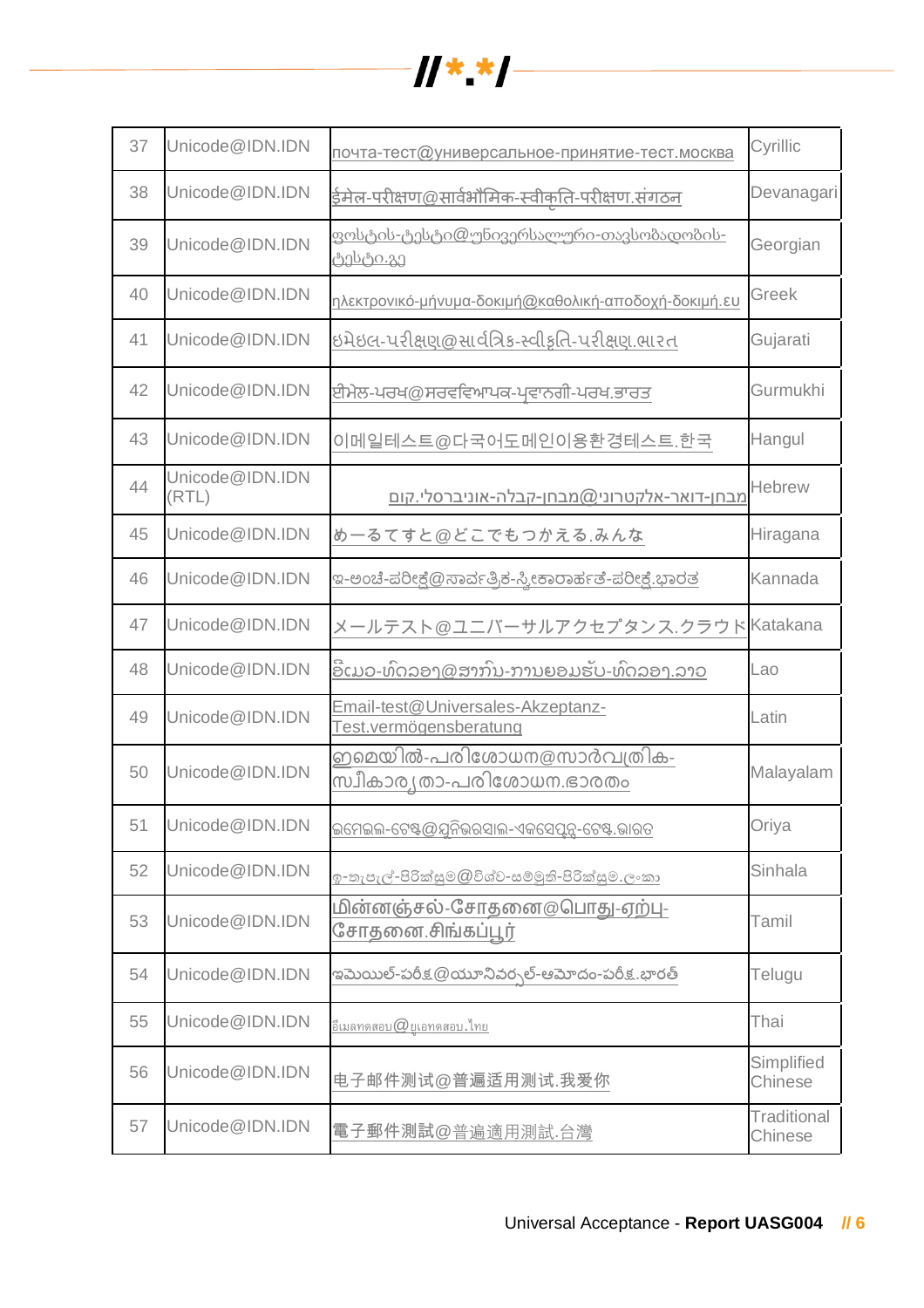| 37 | Unicode@IDN.IDN | почта-тест@универсальное-принятие-тест.москва | Cyrillic |
|---|---|---|---|
| 38 | Unicode@IDN.IDN | ईमेल-परीक्षण@सार्वभौमिक-स्वीकृति-परीक्षण.संगठन | Devanagari |
| 39 | Unicode@IDN.IDN | ფოსტის-ტესტი@უნივერსალური-თავსობადობის-ტესტი.გე | Georgian |
| 40 | Unicode@IDN.IDN | ηλεκτρονικό-μήνυμα-δοκιμή@καθολική-αποδοχή-δοκιμή.ευ | Greek |
| 41 | Unicode@IDN.IDN | ઇમેઇલ-પરીક્ષણ@સાર્વત્રિક-સ્વીકૃતિ-પરીક્ષણ.ભારત | Gujarati |
| 42 | Unicode@IDN.IDN | ਈਮੇਲ-ਪਰਖ@ਸਰਵਵਿਆਪਕ-ਪ੍ਵਾਨਗੀ-ਪਰਖ.ਭਾਰਤ | Gurmukhi |
| 43 | Unicode@IDN.IDN | 이메일테스트@다국어도메인이용환경테스트.한국 | Hangul |
| 44 | Unicode@IDN.IDN (RTL) | מבחן-דואר-אלקטרוני@מבחן-קבלה-אוניברסלי.קום | Hebrew |
| 45 | Unicode@IDN.IDN | めーるてすと@どこでもつかえる.みんな | Hiragana |
| 46 | Unicode@IDN.IDN | ಇ-ಮೇಲ್-ಪರೀಕ್ಷೆ@ಸಾರ್ವತ್ರಿಕ-ಸ್ವೀಕಾರಾರ್ಹತೆ-ಪರೀಕ್ಷೆ.ಭಾರತ | Kannada |
| 47 | Unicode@IDN.IDN | メールテスト@ユニバーサルアクセプタンス.クラウド | Katakana |
| 48 | Unicode@IDN.IDN | ອີເມວ-ທົດສອບ@ສາກົນ-ການຍອມຮັບ-ທົດສອບ.ລາວ | Lao |
| 49 | Unicode@IDN.IDN | Email-test@Universales-Akzeptanz-Test.vermögensberatung | Latin |
| 50 | Unicode@IDN.IDN | ഇമെയിൽ-പരിശോധന@സാർവത്രിക-സ്വീകാര്യതാ-പരിശോധന.ഭാരതം | Malayalam |
| 51 | Unicode@IDN.IDN | ଇମେଲ-ଟେଷ୍ଟ@ୟୁନିଭରସାଲ-ଏକସେପ୍ଟ-ଟେଷ୍ଟ.ଭାରତ | Oriya |
| 52 | Unicode@IDN.IDN | ඉ-තැපැල්-පිරික්සුම@විශ්ව-සම්මුති-පිරික්සුම.ලංකා | Sinhala |
| 53 | Unicode@IDN.IDN | மின்னஞ்சல்-சோதனை@பொது-ஏற்பு-சோதனை.சிங்கப்பூர் | Tamil |
| 54 | Unicode@IDN.IDN | ఇమెయిల్-పరీక్ష@యూనివర్సల్-ఆమోదం-పరీక్ష.భారత్ | Telugu |
| 55 | Unicode@IDN.IDN | อีเมลทดสอบ@ยูเอทดสอบ.ไทย | Thai |
| 56 | Unicode@IDN.IDN | 电子邮件测试@普遍适用测试.我爱你 | Simplified Chinese |
| 57 | Unicode@IDN.IDN | 電子郵件測試@普遍適用測試.台灣 | Traditional Chinese |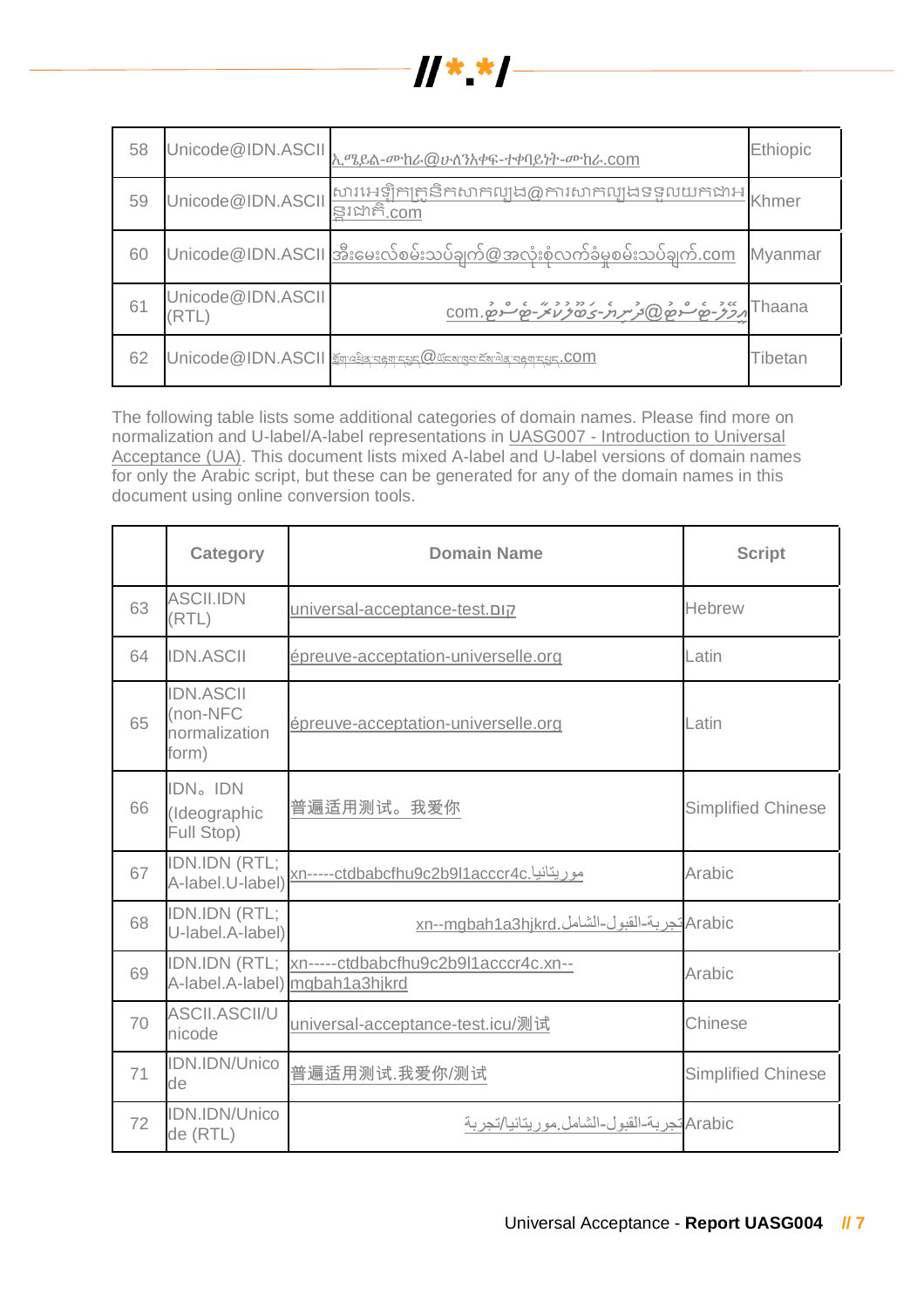| 58 | Unicode@IDN.ASCII | ኢሜይል-ሙከራ@ሁለንአቀፍ-ተቀባይነት-ሙከራ.com | Ethiopic |
|---|---|---|---|
| 59 | Unicode@IDN.ASCII | សារអេឡិកត្រូនិកសាកល្បង@ការសាកល្បងទទួលយកជាអន្តរជាតិ.com | Khmer |
| 60 | Unicode@IDN.ASCII | အီးမေးလ်စမ်းသပ်ချက်@အလုံးစုံလက်ခံမှုစမ်းသပ်ချက်.com | Myanmar |
| 61 | Unicode@IDN.ASCII (RTL) | މިހާޙިރު-ޓެސްޓް@ޔުނިވަރސަލް-އެކްސެޕްޓެންސް-ޓެސްޓް.com | Thaana |
| 62 | Unicode@IDN.ASCII | སྐྱོན་འཛིན་བརྟག་དཔྱད@ཡོངས་ཁྱབ་ངོས་ལེན་བརྟག་དཔྱད.com | Tibetan |

The following table lists some additional categories of domain names. Please find more on normalization and U-label/A-label representations in UASG007 - Introduction to Universal Acceptance (UA). This document lists mixed A-label and U-label versions of domain names for only the Arabic script, but these can be generated for any of the domain names in this document using online conversion tools.

| | Category | Domain Name | Script |
|---|---|---|---|
| 63 | ASCII.IDN (RTL) | universal-acceptance-test.קום | Hebrew |
| 64 | IDN.ASCII | épreuve-acceptation-universelle.org | Latin |
| 65 | IDN.ASCII (non-NFC normalization form) | épreuve-acceptation-universelle.org | Latin |
| 66 | IDN。IDN (Ideographic Full Stop) | 普遍适用测试。我爱你 | Simplified Chinese |
| 67 | IDN.IDN (RTL; A-label.U-label) | xn-----ctdbabcfhu9c2b9l1acccr4c.موريتانيا | Arabic |
| 68 | IDN.IDN (RTL; U-label.A-label) | تجربة-القبول-الشامل.xn--mgbah1a3hjkrd | Arabic |
| 69 | IDN.IDN (RTL; A-label.A-label) | xn-----ctdbabcfhu9c2b9l1acccr4c.xn--mgbah1a3hjkrd | Arabic |
| 70 | ASCII.ASCII/Unicode | universal-acceptance-test.icu/测试 | Chinese |
| 71 | IDN.IDN/Unicode | 普遍适用测试.我爱你/测试 | Simplified Chinese |
| 72 | IDN.IDN/Unicode (RTL) | تجربة-القبول-الشامل.موريتانيا/تجربة | Arabic |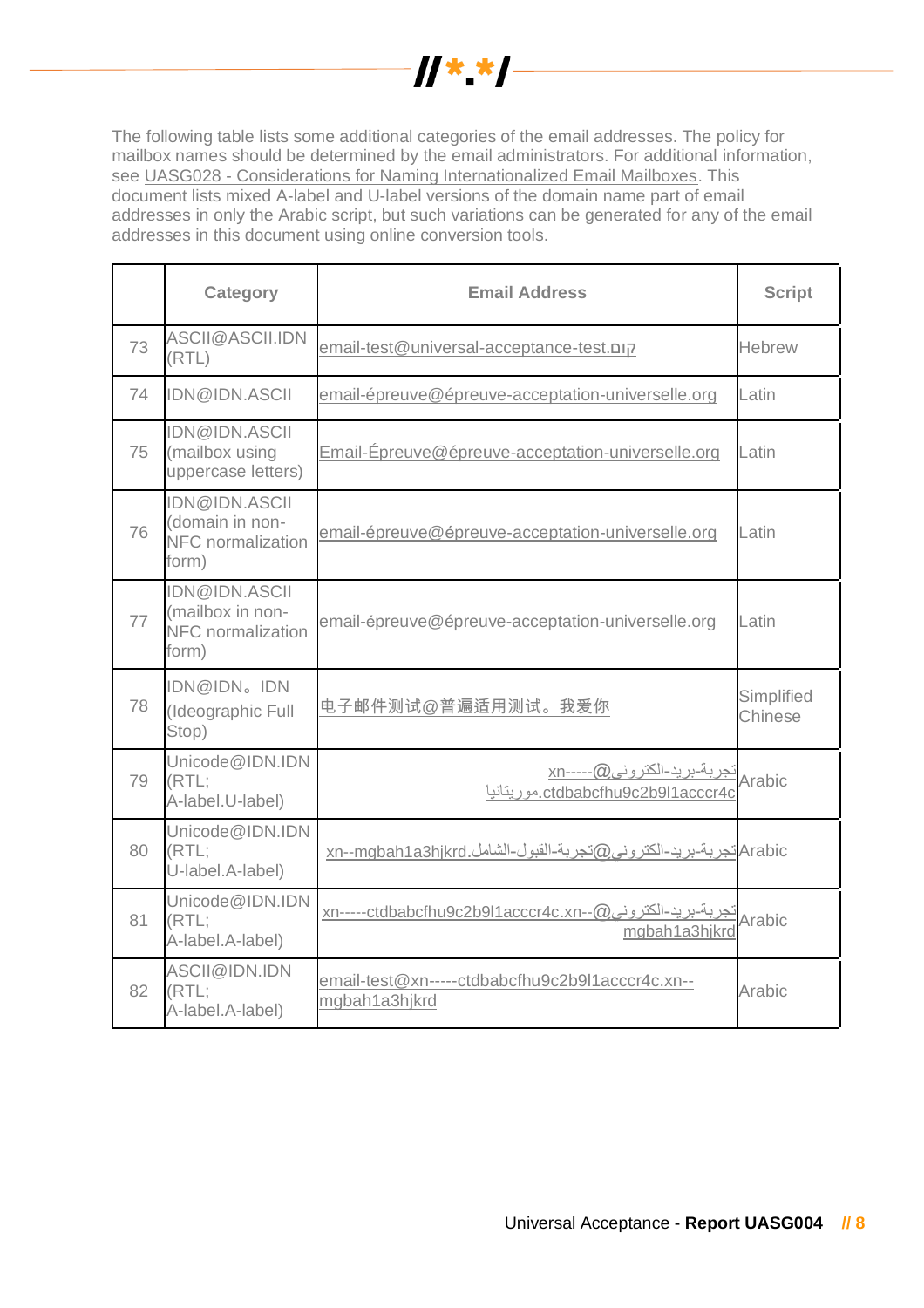The following table lists some additional categories of the email addresses. The policy for mailbox names should be determined by the email administrators. For additional information, see UASG028 - Considerations for Naming Internationalized Email Mailboxes. This document lists mixed A-label and U-label versions of the domain name part of email addresses in only the Arabic script, but such variations can be generated for any of the email addresses in this document using online conversion tools.

| | Category | Email Address | Script |
|---|---|---|---|
| 73 | ASCII@ASCII.IDN (RTL) | email-test@universal-acceptance-test.קום | Hebrew |
| 74 | IDN@IDN.ASCII | email-épreuve@épreuve-acceptation-universelle.org | Latin |
| 75 | IDN@IDN.ASCII (mailbox using uppercase letters) | Email-Épreuve@épreuve-acceptation-universelle.org | Latin |
| 76 | IDN@IDN.ASCII (domain in non-NFC normalization form) | email-épreuve@épreuve-acceptation-universelle.org | Latin |
| 77 | IDN@IDN.ASCII (mailbox in non-NFC normalization form) | email-épreuve@épreuve-acceptation-universelle.org | Latin |
| 78 | IDN@IDN。IDN (Ideographic Full Stop) | 电子邮件测试@普遍适用测试。我爱你 | Simplified Chinese |
| 79 | Unicode@IDN.IDN (RTL; A-label.U-label) | تجربة-بريد-الكتروني@xn-----ctdbabcfhu9c2b9l1acccr4c.موريتانيا | Arabic |
| 80 | Unicode@IDN.IDN (RTL; U-label.A-label) | تجربة-بريد-الكتروني@تجربة-القبول-الشامل.xn--mgbah1a3hjkrd | Arabic |
| 81 | Unicode@IDN.IDN (RTL; A-label.A-label) | تجربة-بريد-الكتروني@xn-----ctdbabcfhu9c2b9l1acccr4c.xn--mgbah1a3hjkrd | Arabic |
| 82 | ASCII@IDN.IDN (RTL; A-label.A-label) | email-test@xn-----ctdbabcfhu9c2b9l1acccr4c.xn--mgbah1a3hjkrd | Arabic |